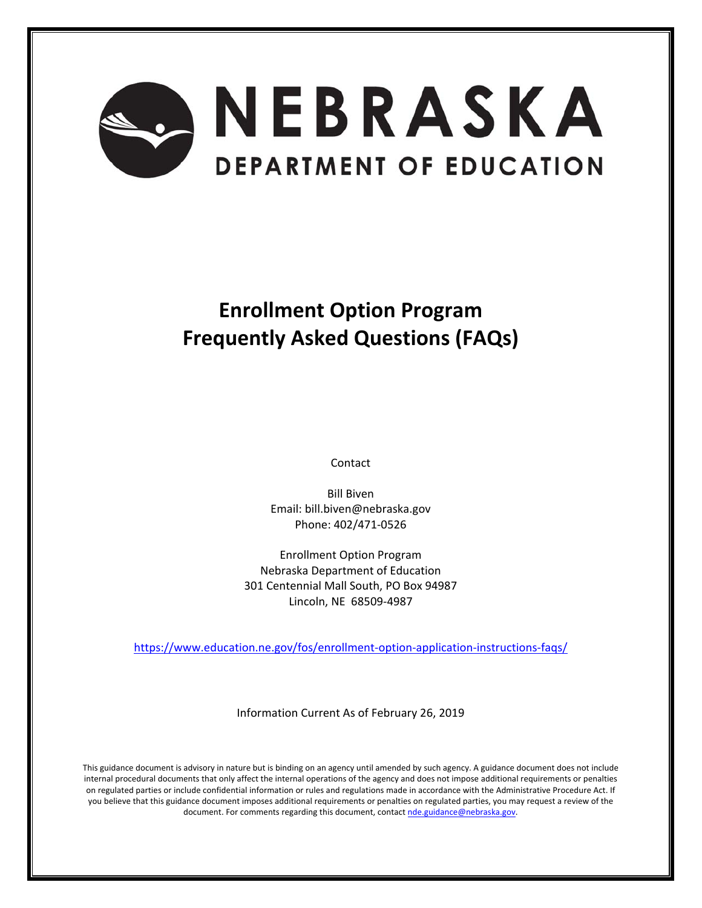# NEBRASKA

## DEPARTMENT OF EDUCATION

# Enrollment Option Program
# Frequently Asked Questions (FAQs)

Contact

Bill Biven
Email: bill.biven@nebraska.gov
Phone: 402/471-0526

Enrollment Option Program
Nebraska Department of Education
301 Centennial Mall South, PO Box 94987
Lincoln, NE 68509-4987

https://www.education.ne.gov/fos/enrollment-option-application-instructions-faqs/

Information Current As of February 26, 2019

This guidance document is advisory in nature but is binding on an agency until amended by such agency. A guidance document does not include internal procedural documents that only affect the internal operations of the agency and does not impose additional requirements or penalties on regulated parties or include confidential information or rules and regulations made in accordance with the Administrative Procedure Act. If you believe that this guidance document imposes additional requirements or penalties on regulated parties, you may request a review of the document. For comments regarding this document, contact nde.guidance@nebraska.gov.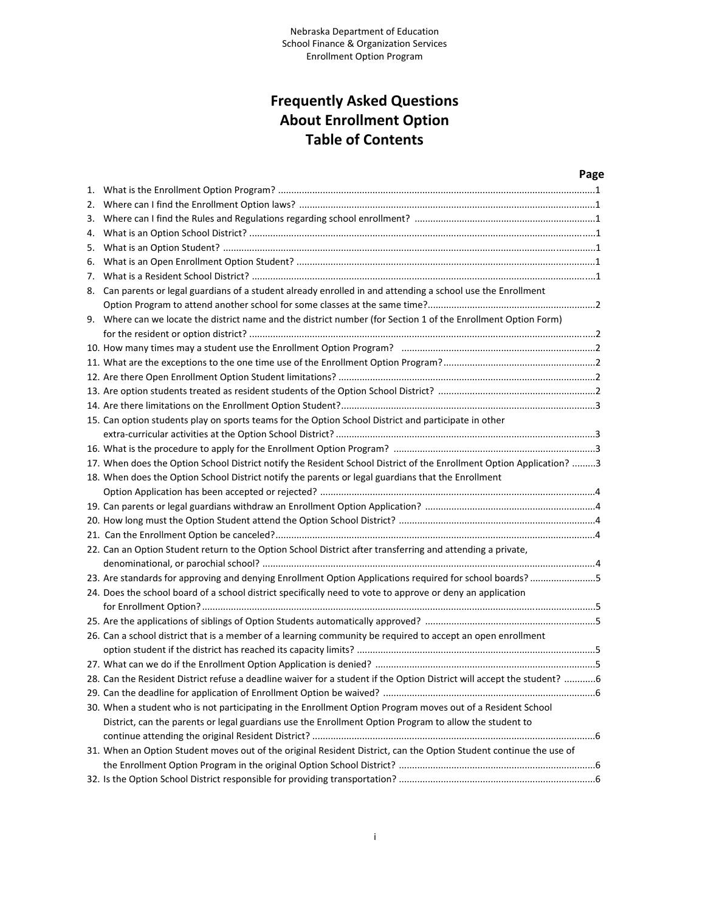Nebraska Department of Education
School Finance & Organization Services
Enrollment Option Program

# Frequently Asked Questions About Enrollment Option Table of Contents

| | | Page |
|---|---|---|
| 1. | What is the Enrollment Option Program? | 1 |
| 2. | Where can I find the Enrollment Option laws? | 1 |
| 3. | Where can I find the Rules and Regulations regarding school enrollment? | 1 |
| 4. | What is an Option School District? | 1 |
| 5. | What is an Option Student? | 1 |
| 6. | What is an Open Enrollment Option Student? | 1 |
| 7. | What is a Resident School District? | 1 |
| 8. | Can parents or legal guardians of a student already enrolled in and attending a school use the Enrollment Option Program to attend another school for some classes at the same time? | 2 |
| 9. | Where can we locate the district name and the district number (for Section 1 of the Enrollment Option Form) for the resident or option district? | 2 |
| 10. | How many times may a student use the Enrollment Option Program? | 2 |
| 11. | What are the exceptions to the one time use of the Enrollment Option Program? | 2 |
| 12. | Are there Open Enrollment Option Student limitations? | 2 |
| 13. | Are option students treated as resident students of the Option School District? | 2 |
| 14. | Are there limitations on the Enrollment Option Student? | 3 |
| 15. | Can option students play on sports teams for the Option School District and participate in other extra-curricular activities at the Option School District? | 3 |
| 16. | What is the procedure to apply for the Enrollment Option Program? | 3 |
| 17. | When does the Option School District notify the Resident School District of the Enrollment Option Application? | 3 |
| 18. | When does the Option School District notify the parents or legal guardians that the Enrollment Option Application has been accepted or rejected? | 4 |
| 19. | Can parents or legal guardians withdraw an Enrollment Option Application? | 4 |
| 20. | How long must the Option Student attend the Option School District? | 4 |
| 21. | Can the Enrollment Option be canceled? | 4 |
| 22. | Can an Option Student return to the Option School District after transferring and attending a private, denominational, or parochial school? | 4 |
| 23. | Are standards for approving and denying Enrollment Option Applications required for school boards? | 5 |
| 24. | Does the school board of a school district specifically need to vote to approve or deny an application for Enrollment Option? | 5 |
| 25. | Are the applications of siblings of Option Students automatically approved? | 5 |
| 26. | Can a school district that is a member of a learning community be required to accept an open enrollment option student if the district has reached its capacity limits? | 5 |
| 27. | What can we do if the Enrollment Option Application is denied? | 5 |
| 28. | Can the Resident District refuse a deadline waiver for a student if the Option District will accept the student? | 6 |
| 29. | Can the deadline for application of Enrollment Option be waived? | 6 |
| 30. | When a student who is not participating in the Enrollment Option Program moves out of a Resident School District, can the parents or legal guardians use the Enrollment Option Program to allow the student to continue attending the original Resident District? | 6 |
| 31. | When an Option Student moves out of the original Resident District, can the Option Student continue the use of the Enrollment Option Program in the original Option School District? | 6 |
| 32. | Is the Option School District responsible for providing transportation? | 6 |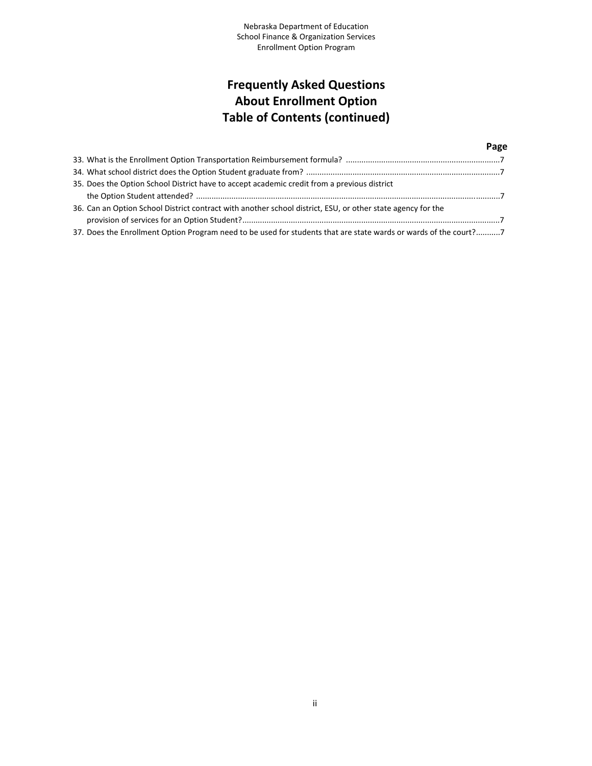# Frequently Asked Questions
# About Enrollment Option
# Table of Contents (continued)

| | Page |
|---|---|
| 33. What is the Enrollment Option Transportation Reimbursement formula? | 7 |
| 34. What school district does the Option Student graduate from? | 7 |
| 35. Does the Option School District have to accept academic credit from a previous district the Option Student attended? | 7 |
| 36. Can an Option School District contract with another school district, ESU, or other state agency for the provision of services for an Option Student? | 7 |
| 37. Does the Enrollment Option Program need to be used for students that are state wards or wards of the court? | 7 |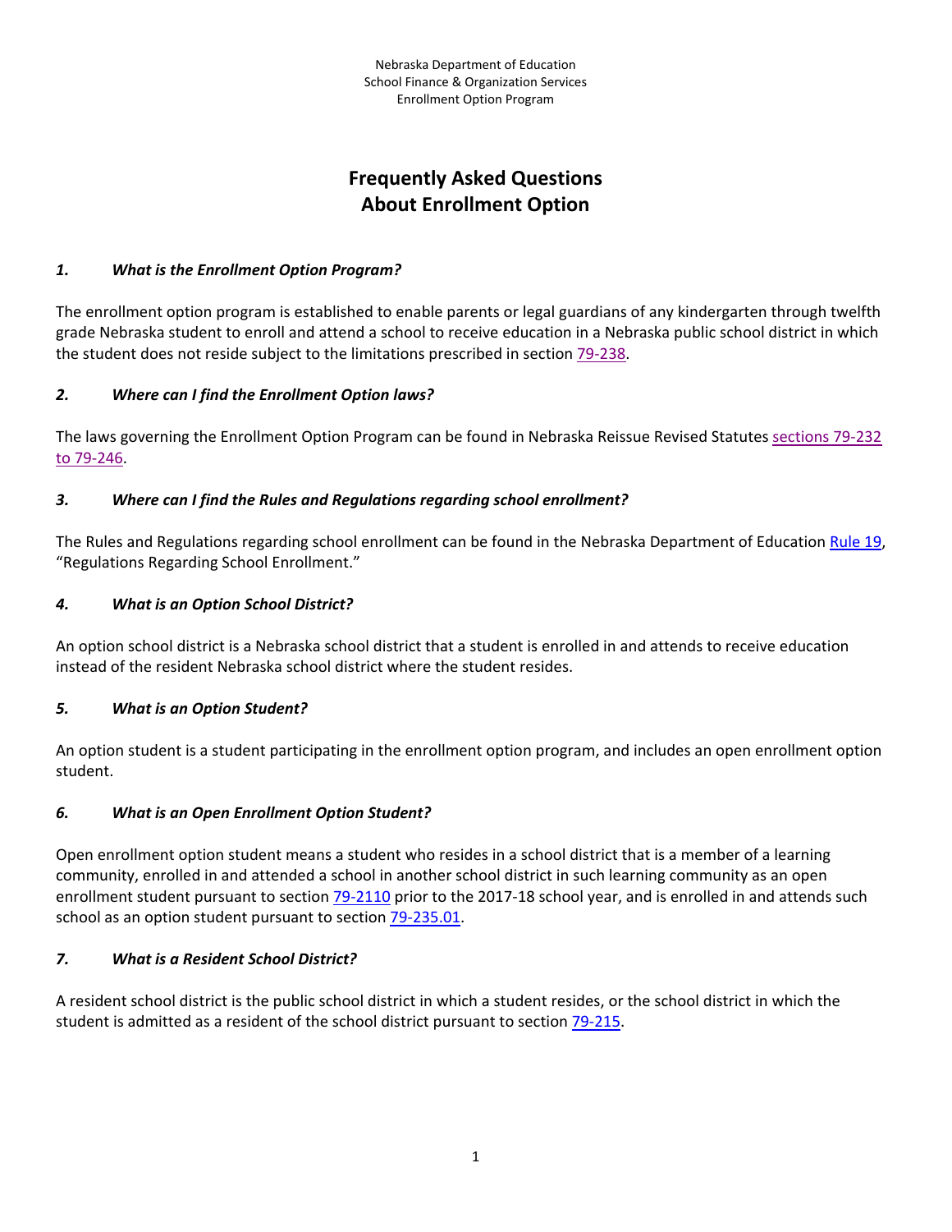Nebraska Department of Education
School Finance & Organization Services
Enrollment Option Program

# Frequently Asked Questions About Enrollment Option

### *1. What is the Enrollment Option Program?*

The enrollment option program is established to enable parents or legal guardians of any kindergarten through twelfth grade Nebraska student to enroll and attend a school to receive education in a Nebraska public school district in which the student does not reside subject to the limitations prescribed in section 79-238.

### *2. Where can I find the Enrollment Option laws?*

The laws governing the Enrollment Option Program can be found in Nebraska Reissue Revised Statutes sections 79-232 to 79-246.

### *3. Where can I find the Rules and Regulations regarding school enrollment?*

The Rules and Regulations regarding school enrollment can be found in the Nebraska Department of Education Rule 19, "Regulations Regarding School Enrollment."

### *4. What is an Option School District?*

An option school district is a Nebraska school district that a student is enrolled in and attends to receive education instead of the resident Nebraska school district where the student resides.

### *5. What is an Option Student?*

An option student is a student participating in the enrollment option program, and includes an open enrollment option student.

### *6. What is an Open Enrollment Option Student?*

Open enrollment option student means a student who resides in a school district that is a member of a learning community, enrolled in and attended a school in another school district in such learning community as an open enrollment student pursuant to section 79-2110 prior to the 2017-18 school year, and is enrolled in and attends such school as an option student pursuant to section 79-235.01.

### *7. What is a Resident School District?*

A resident school district is the public school district in which a student resides, or the school district in which the student is admitted as a resident of the school district pursuant to section 79-215.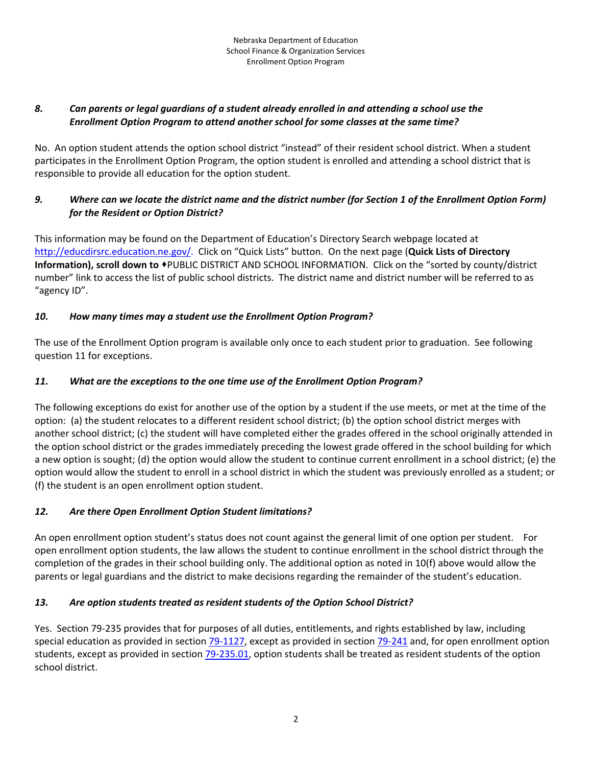### *8. Can parents or legal guardians of a student already enrolled in and attending a school use the Enrollment Option Program to attend another school for some classes at the same time?*

No. An option student attends the option school district "instead" of their resident school district. When a student participates in the Enrollment Option Program, the option student is enrolled and attending a school district that is responsible to provide all education for the option student.

### *9. Where can we locate the district name and the district number (for Section 1 of the Enrollment Option Form) for the Resident or Option District?*

This information may be found on the Department of Education's Directory Search webpage located at http://educdirsrc.education.ne.gov/. Click on "Quick Lists" button. On the next page (**Quick Lists of Directory Information), scroll down to** ♦PUBLIC DISTRICT AND SCHOOL INFORMATION. Click on the "sorted by county/district number" link to access the list of public school districts. The district name and district number will be referred to as "agency ID".

### *10. How many times may a student use the Enrollment Option Program?*

The use of the Enrollment Option program is available only once to each student prior to graduation. See following question 11 for exceptions.

### *11. What are the exceptions to the one time use of the Enrollment Option Program?*

The following exceptions do exist for another use of the option by a student if the use meets, or met at the time of the option: (a) the student relocates to a different resident school district; (b) the option school district merges with another school district; (c) the student will have completed either the grades offered in the school originally attended in the option school district or the grades immediately preceding the lowest grade offered in the school building for which a new option is sought; (d) the option would allow the student to continue current enrollment in a school district; (e) the option would allow the student to enroll in a school district in which the student was previously enrolled as a student; or (f) the student is an open enrollment option student.

### *12. Are there Open Enrollment Option Student limitations?*

An open enrollment option student's status does not count against the general limit of one option per student. For open enrollment option students, the law allows the student to continue enrollment in the school district through the completion of the grades in their school building only. The additional option as noted in 10(f) above would allow the parents or legal guardians and the district to make decisions regarding the remainder of the student's education.

### *13. Are option students treated as resident students of the Option School District?*

Yes. Section 79-235 provides that for purposes of all duties, entitlements, and rights established by law, including special education as provided in section 79-1127, except as provided in section 79-241 and, for open enrollment option students, except as provided in section 79-235.01, option students shall be treated as resident students of the option school district.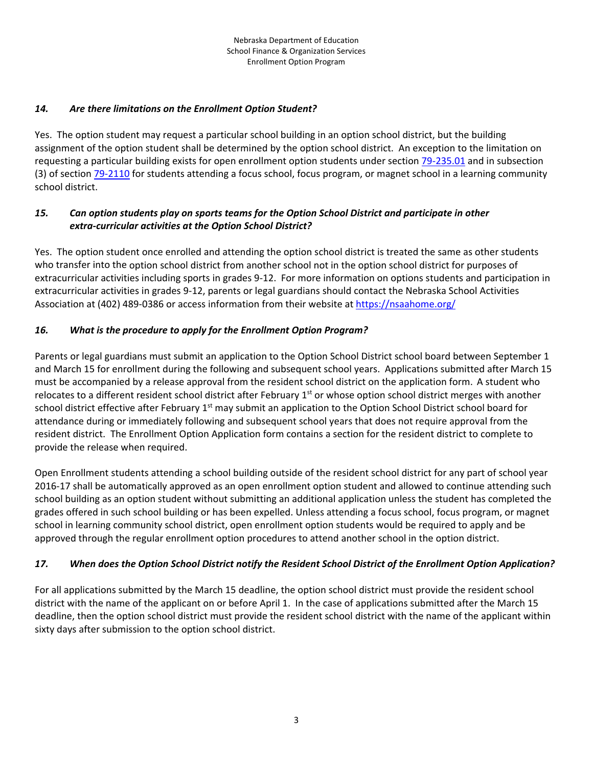### *14. Are there limitations on the Enrollment Option Student?*

Yes. The option student may request a particular school building in an option school district, but the building assignment of the option student shall be determined by the option school district. An exception to the limitation on requesting a particular building exists for open enrollment option students under section [79-235.01] and in subsection (3) of section [79-2110] for students attending a focus school, focus program, or magnet school in a learning community school district.

### *15. Can option students play on sports teams for the Option School District and participate in other extra-curricular activities at the Option School District?*

Yes. The option student once enrolled and attending the option school district is treated the same as other students who transfer into the option school district from another school not in the option school district for purposes of extracurricular activities including sports in grades 9-12. For more information on options students and participation in extracurricular activities in grades 9-12, parents or legal guardians should contact the Nebraska School Activities Association at (402) 489-0386 or access information from their website at https://nsaahome.org/

### *16. What is the procedure to apply for the Enrollment Option Program?*

Parents or legal guardians must submit an application to the Option School District school board between September 1 and March 15 for enrollment during the following and subsequent school years. Applications submitted after March 15 must be accompanied by a release approval from the resident school district on the application form. A student who relocates to a different resident school district after February 1st or whose option school district merges with another school district effective after February 1st may submit an application to the Option School District school board for attendance during or immediately following and subsequent school years that does not require approval from the resident district. The Enrollment Option Application form contains a section for the resident district to complete to provide the release when required.

Open Enrollment students attending a school building outside of the resident school district for any part of school year 2016-17 shall be automatically approved as an open enrollment option student and allowed to continue attending such school building as an option student without submitting an additional application unless the student has completed the grades offered in such school building or has been expelled. Unless attending a focus school, focus program, or magnet school in learning community school district, open enrollment option students would be required to apply and be approved through the regular enrollment option procedures to attend another school in the option district.

### *17. When does the Option School District notify the Resident School District of the Enrollment Option Application?*

For all applications submitted by the March 15 deadline, the option school district must provide the resident school district with the name of the applicant on or before April 1. In the case of applications submitted after the March 15 deadline, then the option school district must provide the resident school district with the name of the applicant within sixty days after submission to the option school district.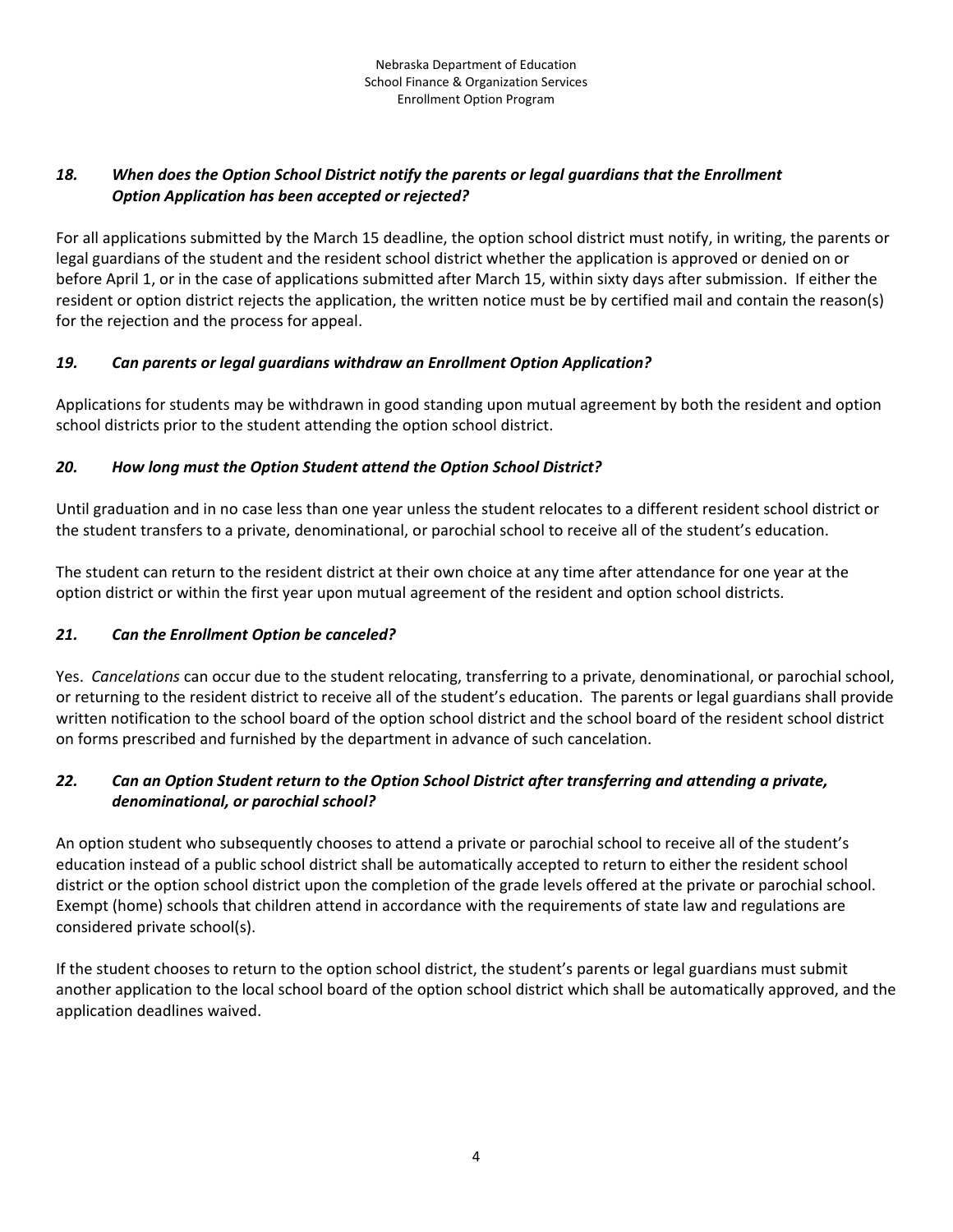### *18. When does the Option School District notify the parents or legal guardians that the Enrollment Option Application has been accepted or rejected?*

For all applications submitted by the March 15 deadline, the option school district must notify, in writing, the parents or legal guardians of the student and the resident school district whether the application is approved or denied on or before April 1, or in the case of applications submitted after March 15, within sixty days after submission. If either the resident or option district rejects the application, the written notice must be by certified mail and contain the reason(s) for the rejection and the process for appeal.

### *19. Can parents or legal guardians withdraw an Enrollment Option Application?*

Applications for students may be withdrawn in good standing upon mutual agreement by both the resident and option school districts prior to the student attending the option school district.

### *20. How long must the Option Student attend the Option School District?*

Until graduation and in no case less than one year unless the student relocates to a different resident school district or the student transfers to a private, denominational, or parochial school to receive all of the student's education.

The student can return to the resident district at their own choice at any time after attendance for one year at the option district or within the first year upon mutual agreement of the resident and option school districts.

### *21. Can the Enrollment Option be canceled?*

Yes. *Cancelations* can occur due to the student relocating, transferring to a private, denominational, or parochial school, or returning to the resident district to receive all of the student's education. The parents or legal guardians shall provide written notification to the school board of the option school district and the school board of the resident school district on forms prescribed and furnished by the department in advance of such cancelation.

### *22. Can an Option Student return to the Option School District after transferring and attending a private, denominational, or parochial school?*

An option student who subsequently chooses to attend a private or parochial school to receive all of the student's education instead of a public school district shall be automatically accepted to return to either the resident school district or the option school district upon the completion of the grade levels offered at the private or parochial school. Exempt (home) schools that children attend in accordance with the requirements of state law and regulations are considered private school(s).

If the student chooses to return to the option school district, the student's parents or legal guardians must submit another application to the local school board of the option school district which shall be automatically approved, and the application deadlines waived.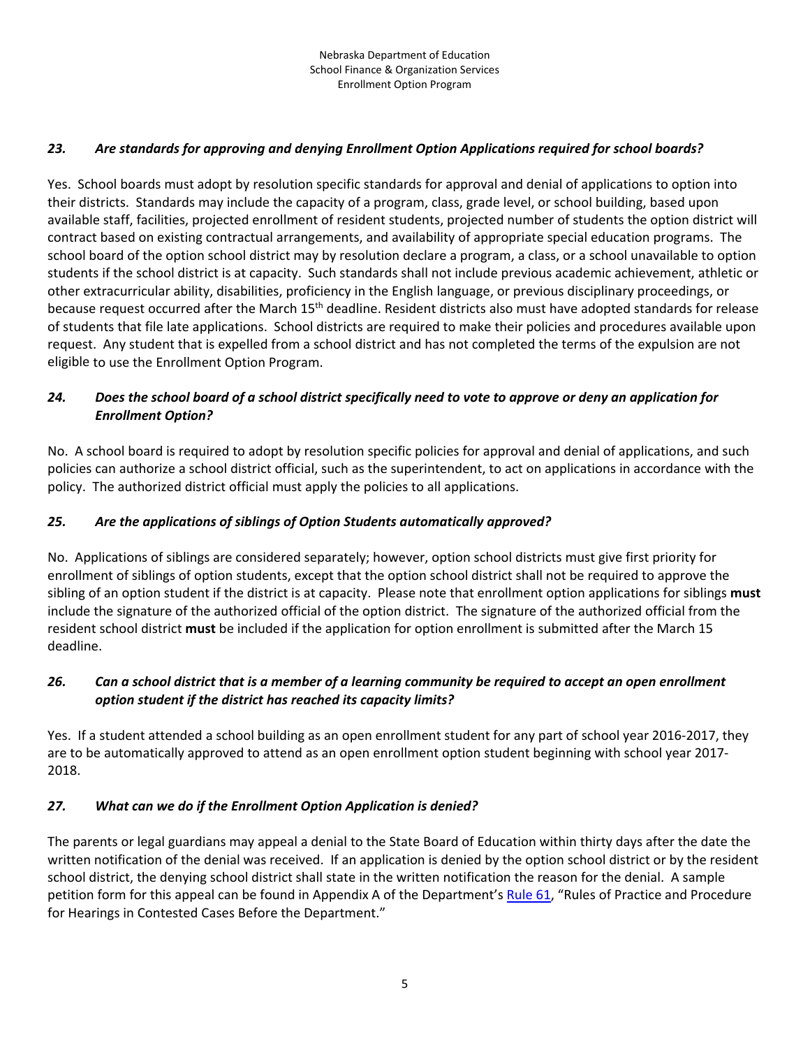### *23. Are standards for approving and denying Enrollment Option Applications required for school boards?*

Yes. School boards must adopt by resolution specific standards for approval and denial of applications to option into their districts. Standards may include the capacity of a program, class, grade level, or school building, based upon available staff, facilities, projected enrollment of resident students, projected number of students the option district will contract based on existing contractual arrangements, and availability of appropriate special education programs. The school board of the option school district may by resolution declare a program, a class, or a school unavailable to option students if the school district is at capacity. Such standards shall not include previous academic achievement, athletic or other extracurricular ability, disabilities, proficiency in the English language, or previous disciplinary proceedings, or because request occurred after the March 15th deadline. Resident districts also must have adopted standards for release of students that file late applications. School districts are required to make their policies and procedures available upon request. Any student that is expelled from a school district and has not completed the terms of the expulsion are not eligible to use the Enrollment Option Program.

### *24. Does the school board of a school district specifically need to vote to approve or deny an application for Enrollment Option?*

No. A school board is required to adopt by resolution specific policies for approval and denial of applications, and such policies can authorize a school district official, such as the superintendent, to act on applications in accordance with the policy. The authorized district official must apply the policies to all applications.

### *25. Are the applications of siblings of Option Students automatically approved?*

No. Applications of siblings are considered separately; however, option school districts must give first priority for enrollment of siblings of option students, except that the option school district shall not be required to approve the sibling of an option student if the district is at capacity. Please note that enrollment option applications for siblings **must** include the signature of the authorized official of the option district. The signature of the authorized official from the resident school district **must** be included if the application for option enrollment is submitted after the March 15 deadline.

### *26. Can a school district that is a member of a learning community be required to accept an open enrollment option student if the district has reached its capacity limits?*

Yes. If a student attended a school building as an open enrollment student for any part of school year 2016-2017, they are to be automatically approved to attend as an open enrollment option student beginning with school year 2017-2018.

### *27. What can we do if the Enrollment Option Application is denied?*

The parents or legal guardians may appeal a denial to the State Board of Education within thirty days after the date the written notification of the denial was received. If an application is denied by the option school district or by the resident school district, the denying school district shall state in the written notification the reason for the denial. A sample petition form for this appeal can be found in Appendix A of the Department's Rule 61, "Rules of Practice and Procedure for Hearings in Contested Cases Before the Department."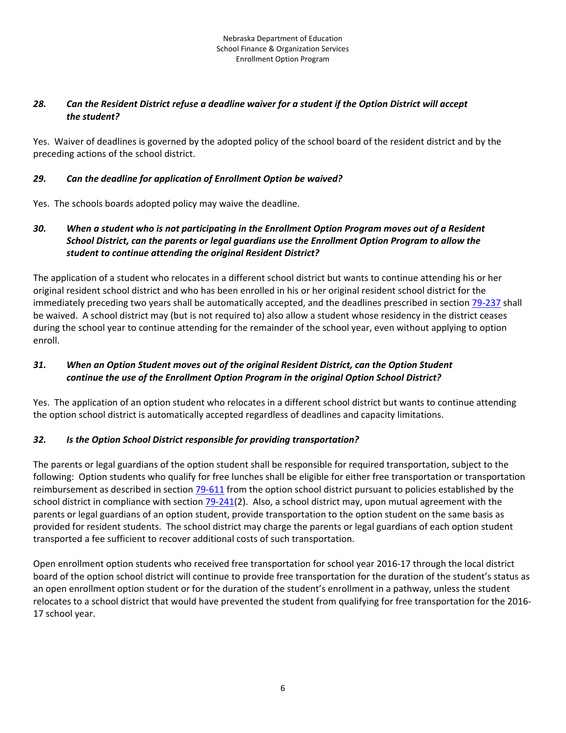### *28. Can the Resident District refuse a deadline waiver for a student if the Option District will accept the student?*

Yes. Waiver of deadlines is governed by the adopted policy of the school board of the resident district and by the preceding actions of the school district.

### *29. Can the deadline for application of Enrollment Option be waived?*

Yes. The schools boards adopted policy may waive the deadline.

### *30. When a student who is not participating in the Enrollment Option Program moves out of a Resident School District, can the parents or legal guardians use the Enrollment Option Program to allow the student to continue attending the original Resident District?*

The application of a student who relocates in a different school district but wants to continue attending his or her original resident school district and who has been enrolled in his or her original resident school district for the immediately preceding two years shall be automatically accepted, and the deadlines prescribed in section 79-237 shall be waived. A school district may (but is not required to) also allow a student whose residency in the district ceases during the school year to continue attending for the remainder of the school year, even without applying to option enroll.

### *31. When an Option Student moves out of the original Resident District, can the Option Student continue the use of the Enrollment Option Program in the original Option School District?*

Yes. The application of an option student who relocates in a different school district but wants to continue attending the option school district is automatically accepted regardless of deadlines and capacity limitations.

### *32. Is the Option School District responsible for providing transportation?*

The parents or legal guardians of the option student shall be responsible for required transportation, subject to the following: Option students who qualify for free lunches shall be eligible for either free transportation or transportation reimbursement as described in section 79-611 from the option school district pursuant to policies established by the school district in compliance with section 79-241(2). Also, a school district may, upon mutual agreement with the parents or legal guardians of an option student, provide transportation to the option student on the same basis as provided for resident students. The school district may charge the parents or legal guardians of each option student transported a fee sufficient to recover additional costs of such transportation.

Open enrollment option students who received free transportation for school year 2016-17 through the local district board of the option school district will continue to provide free transportation for the duration of the student's status as an open enrollment option student or for the duration of the student's enrollment in a pathway, unless the student relocates to a school district that would have prevented the student from qualifying for free transportation for the 2016-17 school year.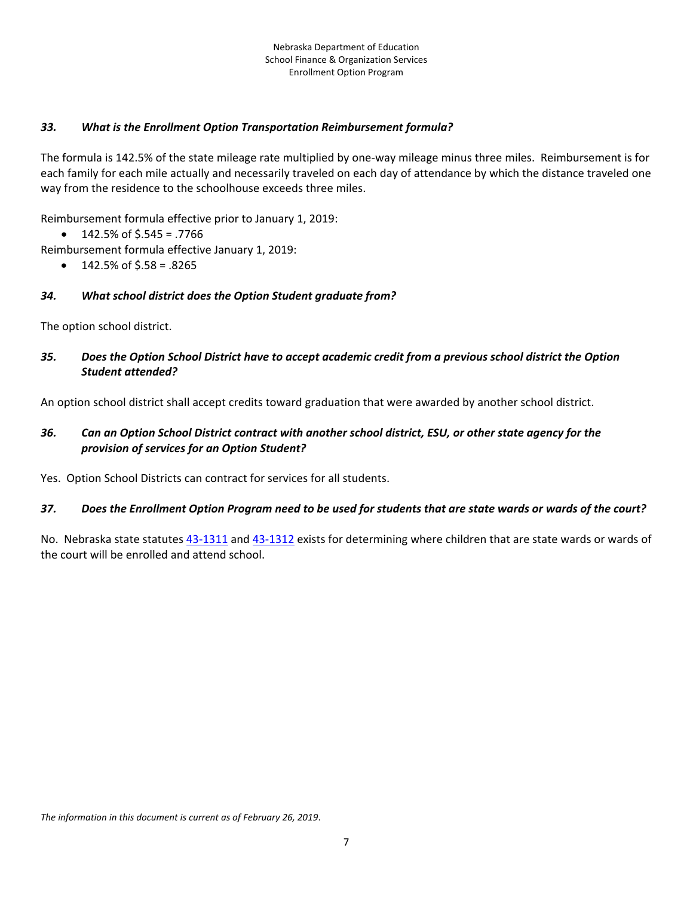### *33. What is the Enrollment Option Transportation Reimbursement formula?*

The formula is 142.5% of the state mileage rate multiplied by one-way mileage minus three miles. Reimbursement is for each family for each mile actually and necessarily traveled on each day of attendance by which the distance traveled one way from the residence to the schoolhouse exceeds three miles.

Reimbursement formula effective prior to January 1, 2019:

- 142.5% of $.545 = .7766

Reimbursement formula effective January 1, 2019:

- 142.5% of $.58 = .8265

### *34. What school district does the Option Student graduate from?*

The option school district.

### *35. Does the Option School District have to accept academic credit from a previous school district the Option Student attended?*

An option school district shall accept credits toward graduation that were awarded by another school district.

### *36. Can an Option School District contract with another school district, ESU, or other state agency for the provision of services for an Option Student?*

Yes. Option School Districts can contract for services for all students.

### *37. Does the Enrollment Option Program need to be used for students that are state wards or wards of the court?*

No. Nebraska state statutes 43-1311 and 43-1312 exists for determining where children that are state wards or wards of the court will be enrolled and attend school.

*The information in this document is current as of February 26, 2019*.